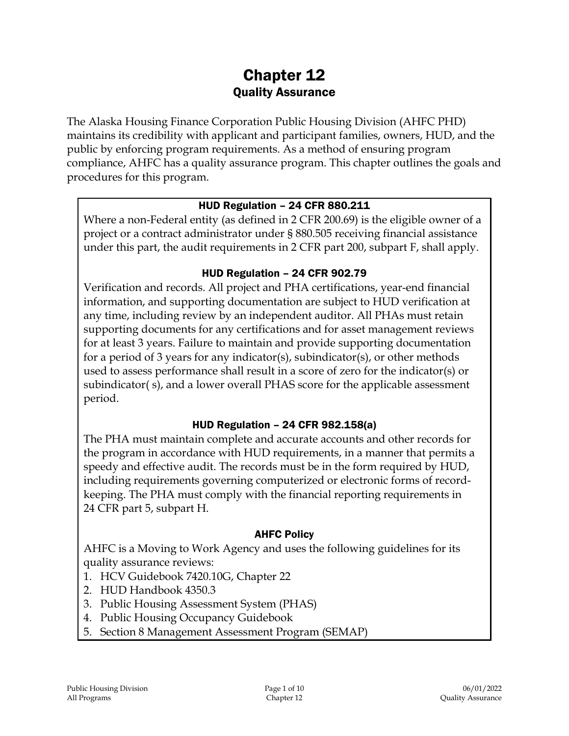# Chapter 12
## Quality Assurance

The Alaska Housing Finance Corporation Public Housing Division (AHFC PHD) maintains its credibility with applicant and participant families, owners, HUD, and the public by enforcing program requirements. As a method of ensuring program compliance, AHFC has a quality assurance program. This chapter outlines the goals and procedures for this program.

### HUD Regulation – 24 CFR 880.211

Where a non-Federal entity (as defined in 2 CFR 200.69) is the eligible owner of a project or a contract administrator under § 880.505 receiving financial assistance under this part, the audit requirements in 2 CFR part 200, subpart F, shall apply.

### HUD Regulation – 24 CFR 902.79

Verification and records. All project and PHA certifications, year-end financial information, and supporting documentation are subject to HUD verification at any time, including review by an independent auditor. All PHAs must retain supporting documents for any certifications and for asset management reviews for at least 3 years. Failure to maintain and provide supporting documentation for a period of 3 years for any indicator(s), subindicator(s), or other methods used to assess performance shall result in a score of zero for the indicator(s) or subindicator( s), and a lower overall PHAS score for the applicable assessment period.

### HUD Regulation – 24 CFR 982.158(a)

The PHA must maintain complete and accurate accounts and other records for the program in accordance with HUD requirements, in a manner that permits a speedy and effective audit. The records must be in the form required by HUD, including requirements governing computerized or electronic forms of record-keeping. The PHA must comply with the financial reporting requirements in 24 CFR part 5, subpart H.

### AHFC Policy

AHFC is a Moving to Work Agency and uses the following guidelines for its quality assurance reviews:

1. HCV Guidebook 7420.10G, Chapter 22
2. HUD Handbook 4350.3
3. Public Housing Assessment System (PHAS)
4. Public Housing Occupancy Guidebook
5. Section 8 Management Assessment Program (SEMAP)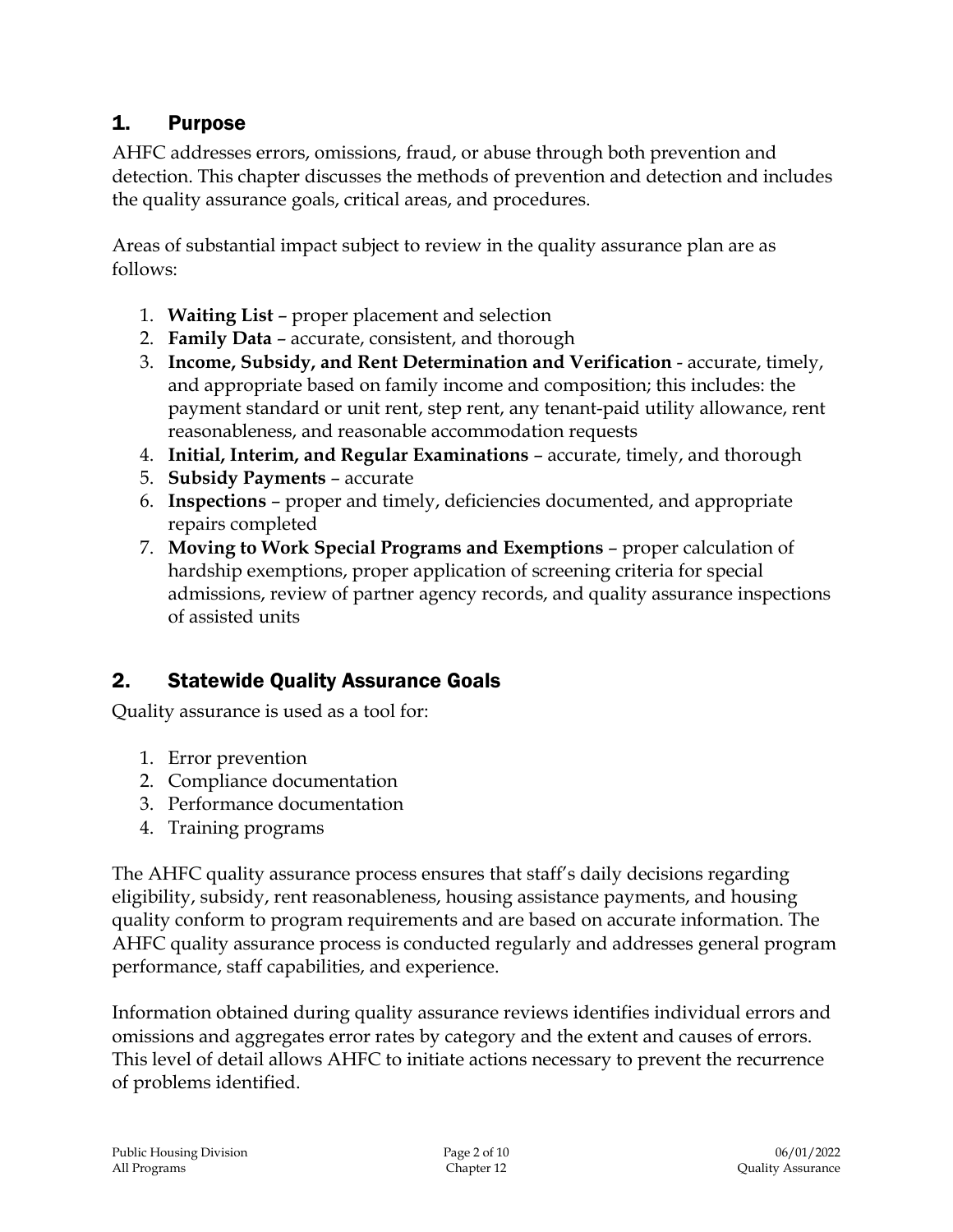## 1. Purpose

AHFC addresses errors, omissions, fraud, or abuse through both prevention and detection. This chapter discusses the methods of prevention and detection and includes the quality assurance goals, critical areas, and procedures.

Areas of substantial impact subject to review in the quality assurance plan are as follows:

1. **Waiting List** – proper placement and selection
2. **Family Data** – accurate, consistent, and thorough
3. **Income, Subsidy, and Rent Determination and Verification** - accurate, timely, and appropriate based on family income and composition; this includes: the payment standard or unit rent, step rent, any tenant-paid utility allowance, rent reasonableness, and reasonable accommodation requests
4. **Initial, Interim, and Regular Examinations** – accurate, timely, and thorough
5. **Subsidy Payments** – accurate
6. **Inspections** – proper and timely, deficiencies documented, and appropriate repairs completed
7. **Moving to Work Special Programs and Exemptions** – proper calculation of hardship exemptions, proper application of screening criteria for special admissions, review of partner agency records, and quality assurance inspections of assisted units

## 2. Statewide Quality Assurance Goals

Quality assurance is used as a tool for:

1. Error prevention
2. Compliance documentation
3. Performance documentation
4. Training programs

The AHFC quality assurance process ensures that staff's daily decisions regarding eligibility, subsidy, rent reasonableness, housing assistance payments, and housing quality conform to program requirements and are based on accurate information. The AHFC quality assurance process is conducted regularly and addresses general program performance, staff capabilities, and experience.

Information obtained during quality assurance reviews identifies individual errors and omissions and aggregates error rates by category and the extent and causes of errors. This level of detail allows AHFC to initiate actions necessary to prevent the recurrence of problems identified.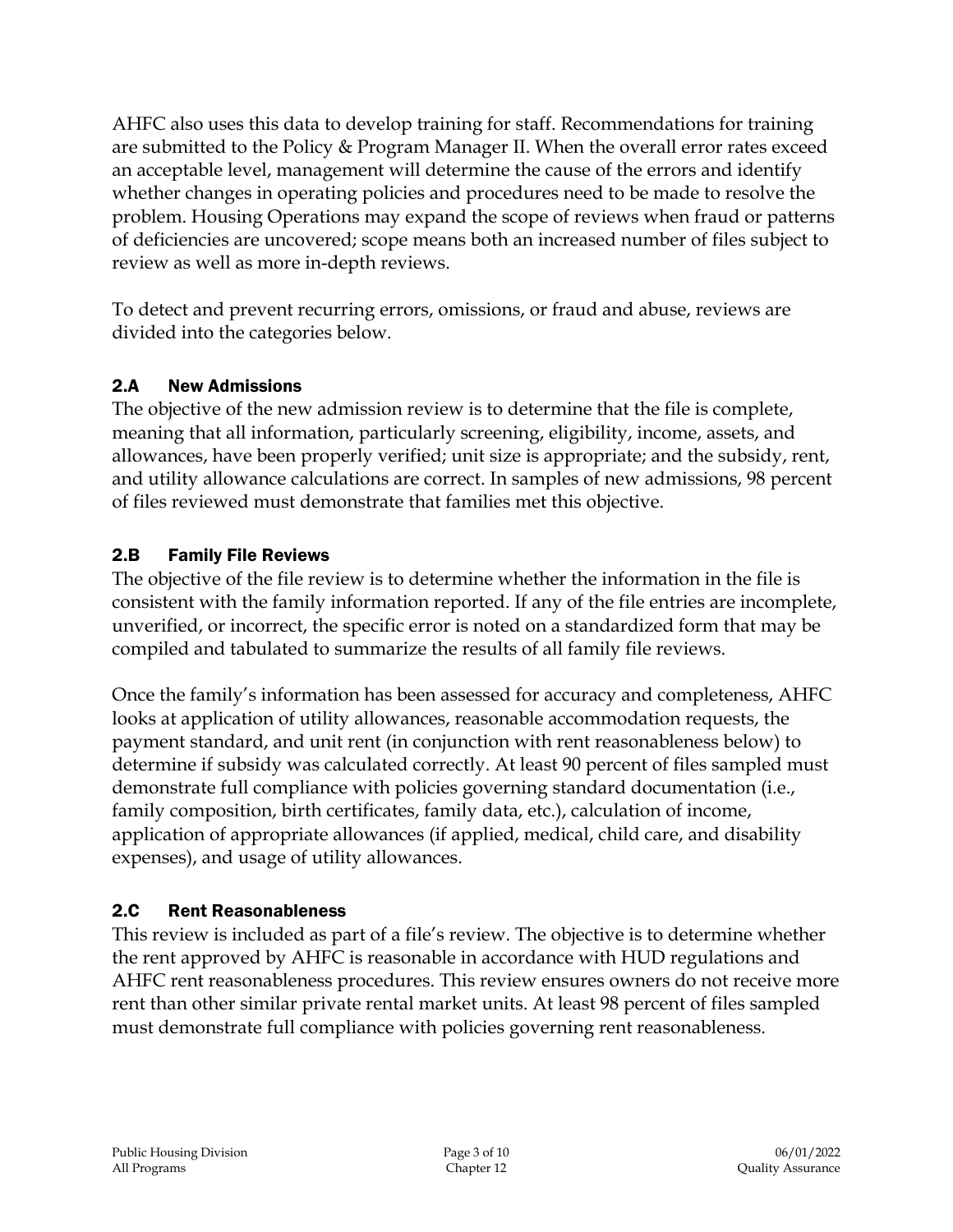AHFC also uses this data to develop training for staff. Recommendations for training are submitted to the Policy & Program Manager II. When the overall error rates exceed an acceptable level, management will determine the cause of the errors and identify whether changes in operating policies and procedures need to be made to resolve the problem. Housing Operations may expand the scope of reviews when fraud or patterns of deficiencies are uncovered; scope means both an increased number of files subject to review as well as more in-depth reviews.

To detect and prevent recurring errors, omissions, or fraud and abuse, reviews are divided into the categories below.

## 2.A New Admissions

The objective of the new admission review is to determine that the file is complete, meaning that all information, particularly screening, eligibility, income, assets, and allowances, have been properly verified; unit size is appropriate; and the subsidy, rent, and utility allowance calculations are correct. In samples of new admissions, 98 percent of files reviewed must demonstrate that families met this objective.

## 2.B Family File Reviews

The objective of the file review is to determine whether the information in the file is consistent with the family information reported. If any of the file entries are incomplete, unverified, or incorrect, the specific error is noted on a standardized form that may be compiled and tabulated to summarize the results of all family file reviews.

Once the family's information has been assessed for accuracy and completeness, AHFC looks at application of utility allowances, reasonable accommodation requests, the payment standard, and unit rent (in conjunction with rent reasonableness below) to determine if subsidy was calculated correctly. At least 90 percent of files sampled must demonstrate full compliance with policies governing standard documentation (i.e., family composition, birth certificates, family data, etc.), calculation of income, application of appropriate allowances (if applied, medical, child care, and disability expenses), and usage of utility allowances.

## 2.C Rent Reasonableness

This review is included as part of a file's review. The objective is to determine whether the rent approved by AHFC is reasonable in accordance with HUD regulations and AHFC rent reasonableness procedures. This review ensures owners do not receive more rent than other similar private rental market units. At least 98 percent of files sampled must demonstrate full compliance with policies governing rent reasonableness.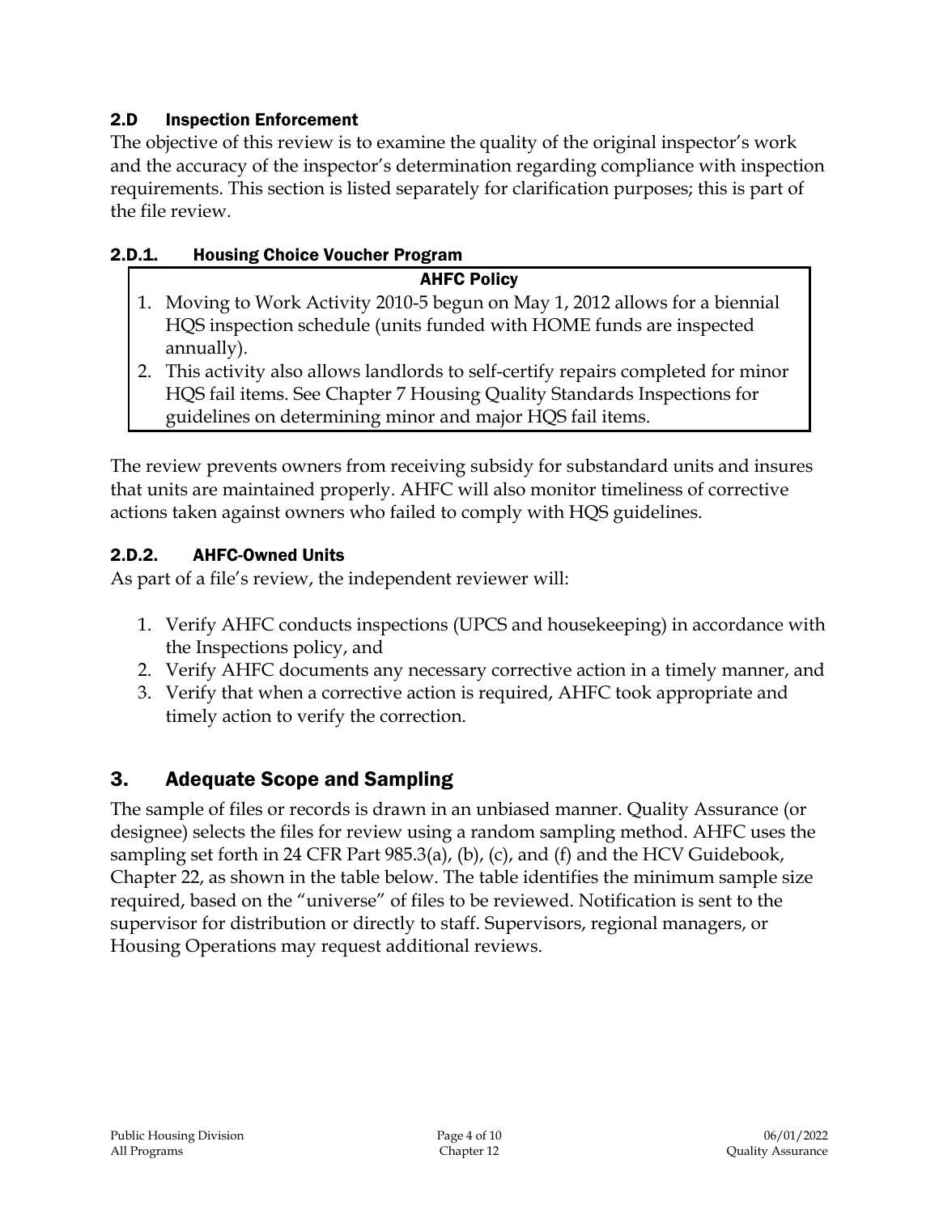### 2.D Inspection Enforcement

The objective of this review is to examine the quality of the original inspector's work and the accuracy of the inspector's determination regarding compliance with inspection requirements. This section is listed separately for clarification purposes; this is part of the file review.

#### 2.D.1. Housing Choice Voucher Program

**AHFC Policy**

1. Moving to Work Activity 2010-5 begun on May 1, 2012 allows for a biennial HQS inspection schedule (units funded with HOME funds are inspected annually).
2. This activity also allows landlords to self-certify repairs completed for minor HQS fail items. See Chapter 7 Housing Quality Standards Inspections for guidelines on determining minor and major HQS fail items.

The review prevents owners from receiving subsidy for substandard units and insures that units are maintained properly. AHFC will also monitor timeliness of corrective actions taken against owners who failed to comply with HQS guidelines.

#### 2.D.2. AHFC-Owned Units

As part of a file's review, the independent reviewer will:

1. Verify AHFC conducts inspections (UPCS and housekeeping) in accordance with the Inspections policy, and
2. Verify AHFC documents any necessary corrective action in a timely manner, and
3. Verify that when a corrective action is required, AHFC took appropriate and timely action to verify the correction.

## 3. Adequate Scope and Sampling

The sample of files or records is drawn in an unbiased manner. Quality Assurance (or designee) selects the files for review using a random sampling method. AHFC uses the sampling set forth in 24 CFR Part 985.3(a), (b), (c), and (f) and the HCV Guidebook, Chapter 22, as shown in the table below. The table identifies the minimum sample size required, based on the "universe" of files to be reviewed. Notification is sent to the supervisor for distribution or directly to staff. Supervisors, regional managers, or Housing Operations may request additional reviews.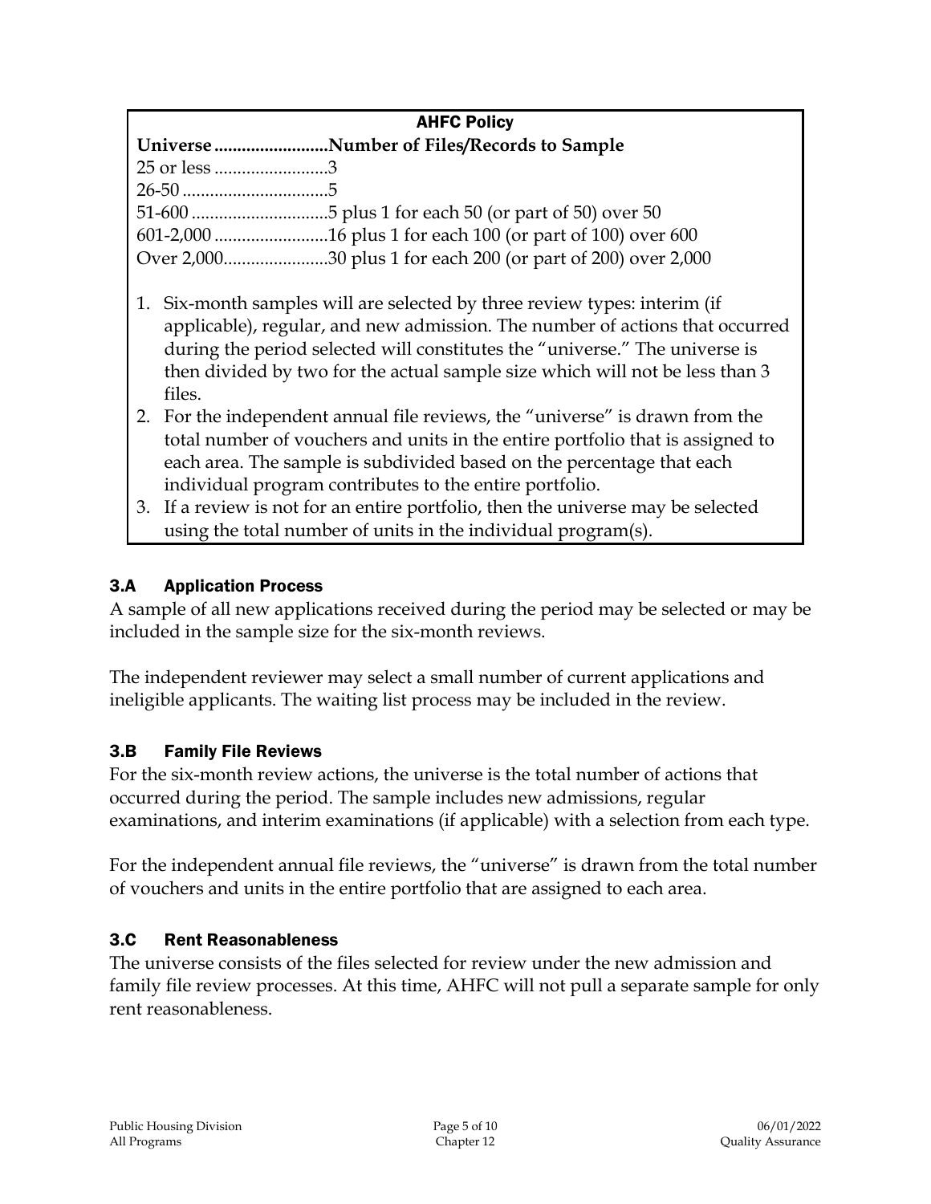**AHFC Policy**

| Universe | Number of Files/Records to Sample |
|---|---|
| 25 or less | 3 |
| 26-50 | 5 |
| 51-600 | 5 plus 1 for each 50 (or part of 50) over 50 |
| 601-2,000 | 16 plus 1 for each 100 (or part of 100) over 600 |
| Over 2,000 | 30 plus 1 for each 200 (or part of 200) over 2,000 |

1. Six-month samples will are selected by three review types: interim (if applicable), regular, and new admission. The number of actions that occurred during the period selected will constitutes the "universe." The universe is then divided by two for the actual sample size which will not be less than 3 files.
2. For the independent annual file reviews, the "universe" is drawn from the total number of vouchers and units in the entire portfolio that is assigned to each area. The sample is subdivided based on the percentage that each individual program contributes to the entire portfolio.
3. If a review is not for an entire portfolio, then the universe may be selected using the total number of units in the individual program(s).

### 3.A Application Process

A sample of all new applications received during the period may be selected or may be included in the sample size for the six-month reviews.

The independent reviewer may select a small number of current applications and ineligible applicants. The waiting list process may be included in the review.

### 3.B Family File Reviews

For the six-month review actions, the universe is the total number of actions that occurred during the period. The sample includes new admissions, regular examinations, and interim examinations (if applicable) with a selection from each type.

For the independent annual file reviews, the "universe" is drawn from the total number of vouchers and units in the entire portfolio that are assigned to each area.

### 3.C Rent Reasonableness

The universe consists of the files selected for review under the new admission and family file review processes. At this time, AHFC will not pull a separate sample for only rent reasonableness.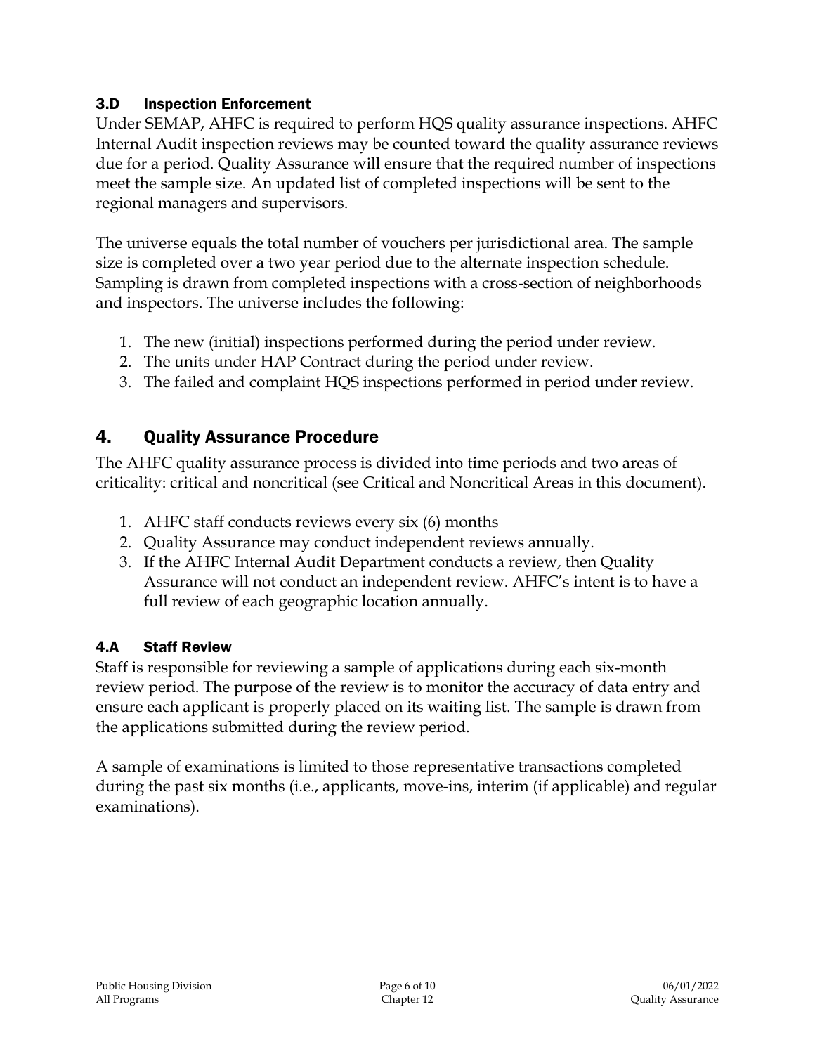### 3.D Inspection Enforcement

Under SEMAP, AHFC is required to perform HQS quality assurance inspections. AHFC Internal Audit inspection reviews may be counted toward the quality assurance reviews due for a period. Quality Assurance will ensure that the required number of inspections meet the sample size. An updated list of completed inspections will be sent to the regional managers and supervisors.

The universe equals the total number of vouchers per jurisdictional area. The sample size is completed over a two year period due to the alternate inspection schedule. Sampling is drawn from completed inspections with a cross-section of neighborhoods and inspectors. The universe includes the following:

1. The new (initial) inspections performed during the period under review.
2. The units under HAP Contract during the period under review.
3. The failed and complaint HQS inspections performed in period under review.

## 4. Quality Assurance Procedure

The AHFC quality assurance process is divided into time periods and two areas of criticality: critical and noncritical (see Critical and Noncritical Areas in this document).

1. AHFC staff conducts reviews every six (6) months
2. Quality Assurance may conduct independent reviews annually.
3. If the AHFC Internal Audit Department conducts a review, then Quality Assurance will not conduct an independent review. AHFC's intent is to have a full review of each geographic location annually.

### 4.A Staff Review

Staff is responsible for reviewing a sample of applications during each six-month review period. The purpose of the review is to monitor the accuracy of data entry and ensure each applicant is properly placed on its waiting list. The sample is drawn from the applications submitted during the review period.

A sample of examinations is limited to those representative transactions completed during the past six months (i.e., applicants, move-ins, interim (if applicable) and regular examinations).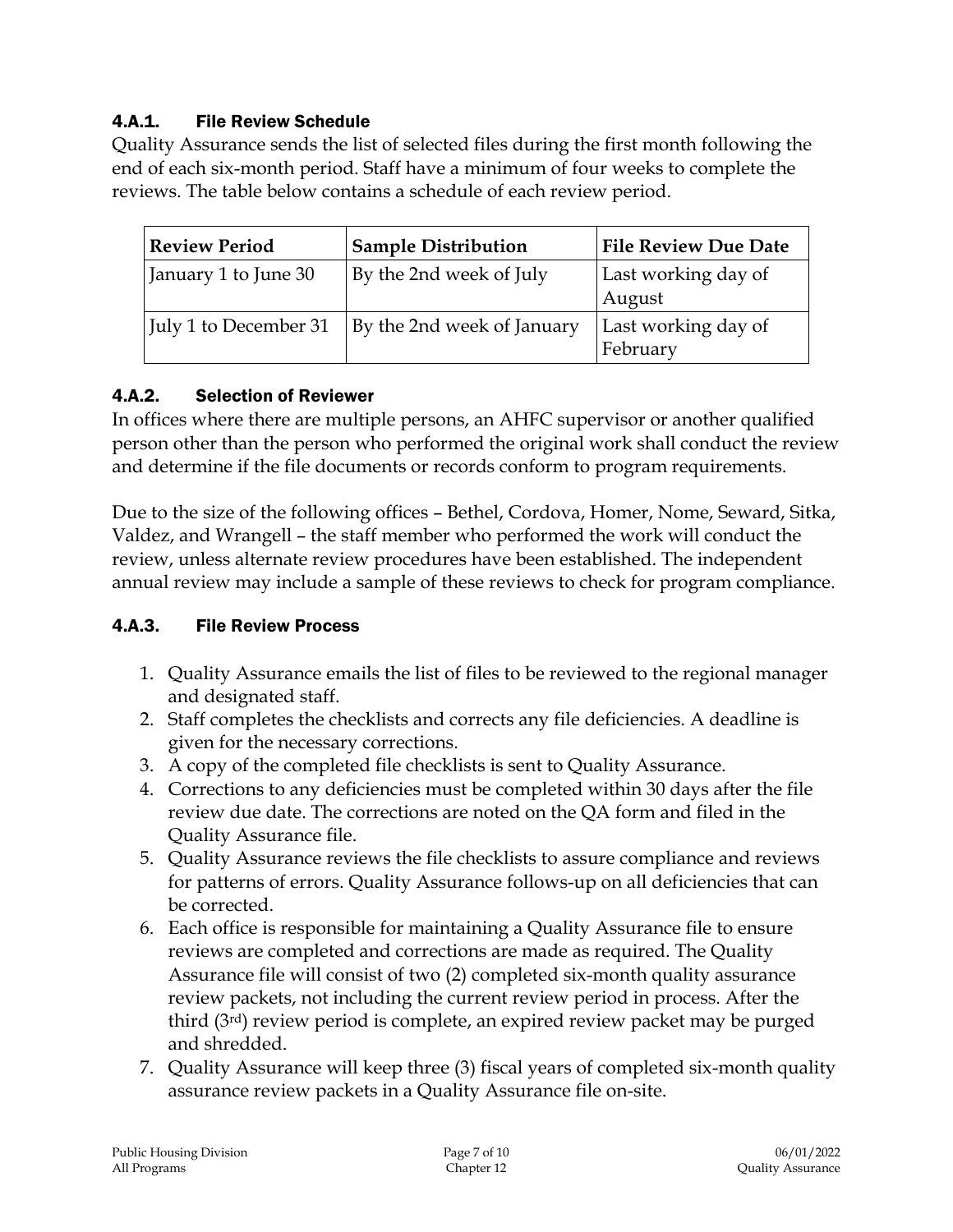#### 4.A.1. File Review Schedule

Quality Assurance sends the list of selected files during the first month following the end of each six-month period. Staff have a minimum of four weeks to complete the reviews. The table below contains a schedule of each review period.

| Review Period | Sample Distribution | File Review Due Date |
|---|---|---|
| January 1 to June 30 | By the 2nd week of July | Last working day of August |
| July 1 to December 31 | By the 2nd week of January | Last working day of February |

#### 4.A.2. Selection of Reviewer

In offices where there are multiple persons, an AHFC supervisor or another qualified person other than the person who performed the original work shall conduct the review and determine if the file documents or records conform to program requirements.

Due to the size of the following offices – Bethel, Cordova, Homer, Nome, Seward, Sitka, Valdez, and Wrangell – the staff member who performed the work will conduct the review, unless alternate review procedures have been established. The independent annual review may include a sample of these reviews to check for program compliance.

#### 4.A.3. File Review Process

1. Quality Assurance emails the list of files to be reviewed to the regional manager and designated staff.
2. Staff completes the checklists and corrects any file deficiencies. A deadline is given for the necessary corrections.
3. A copy of the completed file checklists is sent to Quality Assurance.
4. Corrections to any deficiencies must be completed within 30 days after the file review due date. The corrections are noted on the QA form and filed in the Quality Assurance file.
5. Quality Assurance reviews the file checklists to assure compliance and reviews for patterns of errors. Quality Assurance follows-up on all deficiencies that can be corrected.
6. Each office is responsible for maintaining a Quality Assurance file to ensure reviews are completed and corrections are made as required. The Quality Assurance file will consist of two (2) completed six-month quality assurance review packets, not including the current review period in process. After the third (3rd) review period is complete, an expired review packet may be purged and shredded.
7. Quality Assurance will keep three (3) fiscal years of completed six-month quality assurance review packets in a Quality Assurance file on-site.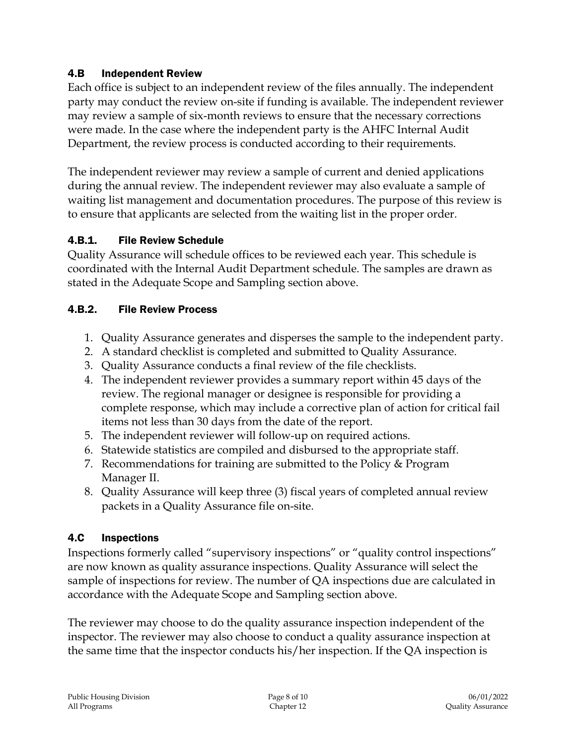### 4.B Independent Review

Each office is subject to an independent review of the files annually. The independent party may conduct the review on-site if funding is available. The independent reviewer may review a sample of six-month reviews to ensure that the necessary corrections were made. In the case where the independent party is the AHFC Internal Audit Department, the review process is conducted according to their requirements.

The independent reviewer may review a sample of current and denied applications during the annual review. The independent reviewer may also evaluate a sample of waiting list management and documentation procedures. The purpose of this review is to ensure that applicants are selected from the waiting list in the proper order.

#### 4.B.1. File Review Schedule

Quality Assurance will schedule offices to be reviewed each year. This schedule is coordinated with the Internal Audit Department schedule. The samples are drawn as stated in the Adequate Scope and Sampling section above.

#### 4.B.2. File Review Process

1. Quality Assurance generates and disperses the sample to the independent party.
2. A standard checklist is completed and submitted to Quality Assurance.
3. Quality Assurance conducts a final review of the file checklists.
4. The independent reviewer provides a summary report within 45 days of the review. The regional manager or designee is responsible for providing a complete response, which may include a corrective plan of action for critical fail items not less than 30 days from the date of the report.
5. The independent reviewer will follow-up on required actions.
6. Statewide statistics are compiled and disbursed to the appropriate staff.
7. Recommendations for training are submitted to the Policy & Program Manager II.
8. Quality Assurance will keep three (3) fiscal years of completed annual review packets in a Quality Assurance file on-site.

### 4.C Inspections

Inspections formerly called "supervisory inspections" or "quality control inspections" are now known as quality assurance inspections. Quality Assurance will select the sample of inspections for review. The number of QA inspections due are calculated in accordance with the Adequate Scope and Sampling section above.

The reviewer may choose to do the quality assurance inspection independent of the inspector. The reviewer may also choose to conduct a quality assurance inspection at the same time that the inspector conducts his/her inspection. If the QA inspection is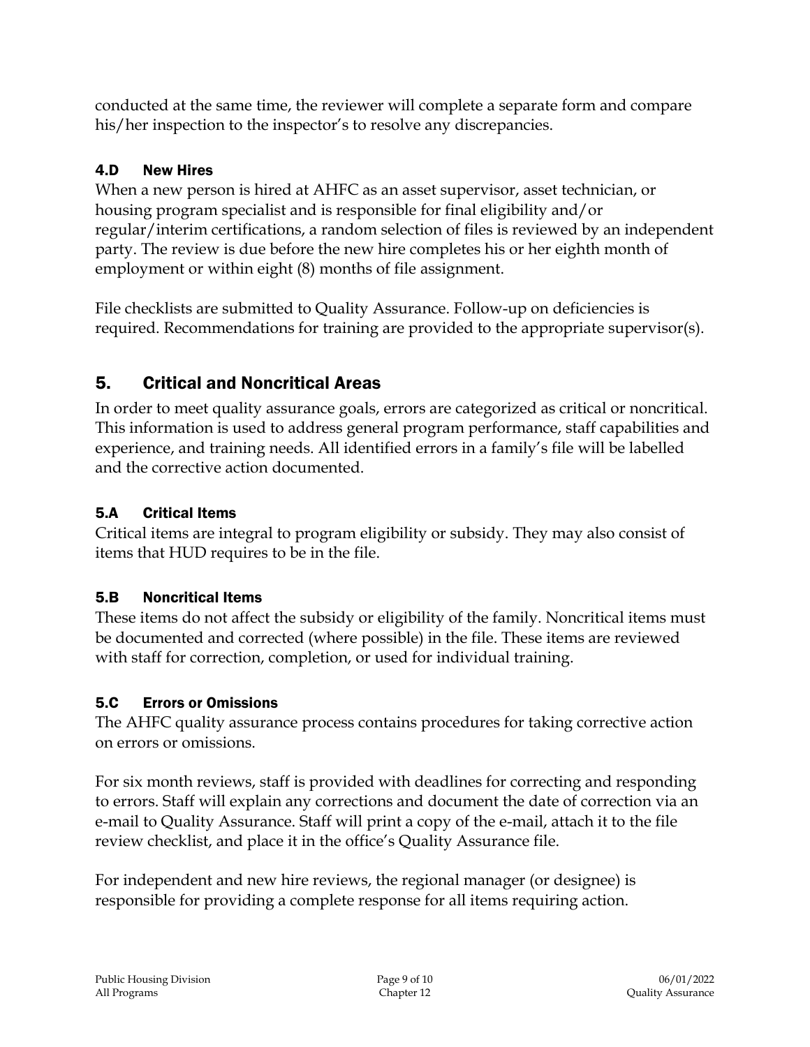conducted at the same time, the reviewer will complete a separate form and compare his/her inspection to the inspector's to resolve any discrepancies.

### 4.D New Hires

When a new person is hired at AHFC as an asset supervisor, asset technician, or housing program specialist and is responsible for final eligibility and/or regular/interim certifications, a random selection of files is reviewed by an independent party. The review is due before the new hire completes his or her eighth month of employment or within eight (8) months of file assignment.

File checklists are submitted to Quality Assurance. Follow-up on deficiencies is required. Recommendations for training are provided to the appropriate supervisor(s).

## 5. Critical and Noncritical Areas

In order to meet quality assurance goals, errors are categorized as critical or noncritical. This information is used to address general program performance, staff capabilities and experience, and training needs. All identified errors in a family's file will be labelled and the corrective action documented.

### 5.A Critical Items

Critical items are integral to program eligibility or subsidy. They may also consist of items that HUD requires to be in the file.

### 5.B Noncritical Items

These items do not affect the subsidy or eligibility of the family. Noncritical items must be documented and corrected (where possible) in the file. These items are reviewed with staff for correction, completion, or used for individual training.

### 5.C Errors or Omissions

The AHFC quality assurance process contains procedures for taking corrective action on errors or omissions.

For six month reviews, staff is provided with deadlines for correcting and responding to errors. Staff will explain any corrections and document the date of correction via an e-mail to Quality Assurance. Staff will print a copy of the e-mail, attach it to the file review checklist, and place it in the office's Quality Assurance file.

For independent and new hire reviews, the regional manager (or designee) is responsible for providing a complete response for all items requiring action.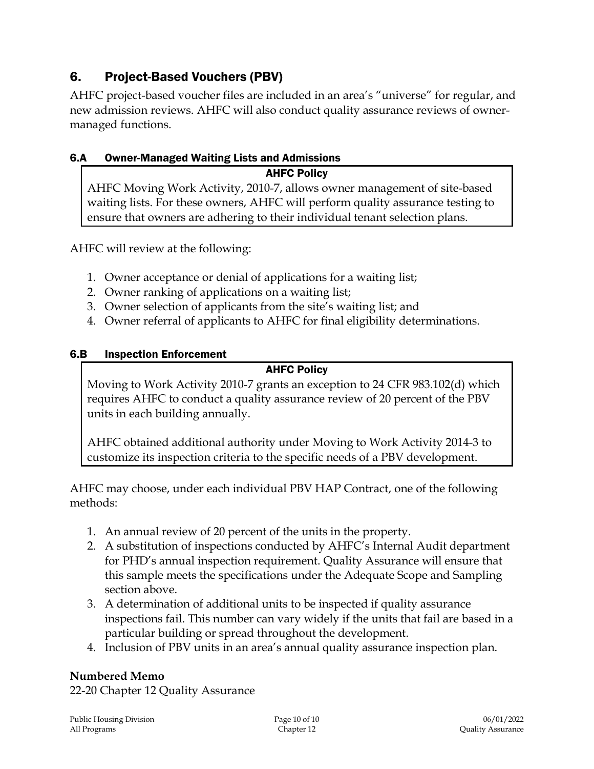## 6. Project-Based Vouchers (PBV)

AHFC project-based voucher files are included in an area's "universe" for regular, and new admission reviews. AHFC will also conduct quality assurance reviews of owner-managed functions.

### 6.A Owner-Managed Waiting Lists and Admissions

**AHFC Policy**

AHFC Moving Work Activity, 2010-7, allows owner management of site-based waiting lists. For these owners, AHFC will perform quality assurance testing to ensure that owners are adhering to their individual tenant selection plans.

AHFC will review at the following:

1. Owner acceptance or denial of applications for a waiting list;
2. Owner ranking of applications on a waiting list;
3. Owner selection of applicants from the site's waiting list; and
4. Owner referral of applicants to AHFC for final eligibility determinations.

### 6.B Inspection Enforcement

**AHFC Policy**

Moving to Work Activity 2010-7 grants an exception to 24 CFR 983.102(d) which requires AHFC to conduct a quality assurance review of 20 percent of the PBV units in each building annually.

AHFC obtained additional authority under Moving to Work Activity 2014-3 to customize its inspection criteria to the specific needs of a PBV development.

AHFC may choose, under each individual PBV HAP Contract, one of the following methods:

1. An annual review of 20 percent of the units in the property.
2. A substitution of inspections conducted by AHFC's Internal Audit department for PHD's annual inspection requirement. Quality Assurance will ensure that this sample meets the specifications under the Adequate Scope and Sampling section above.
3. A determination of additional units to be inspected if quality assurance inspections fail. This number can vary widely if the units that fail are based in a particular building or spread throughout the development.
4. Inclusion of PBV units in an area's annual quality assurance inspection plan.

**Numbered Memo**

22-20 Chapter 12 Quality Assurance